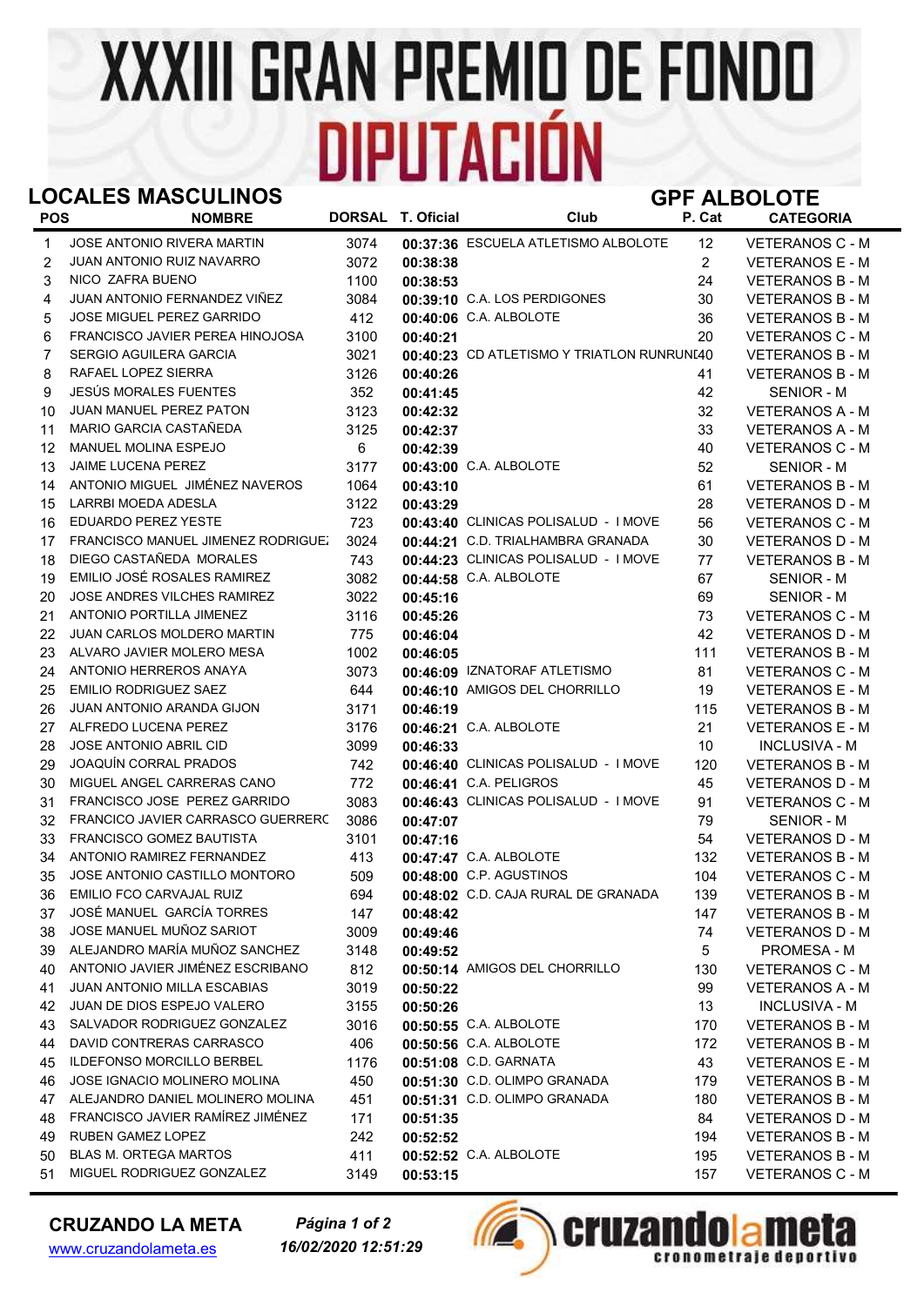# XXXIII GRAN PREMIO DE FONDO DIPUTACIÓN

## LOCALES MASCULINOS

## GPF ALBOLOTE

| POS | NOMBRE | DORSAL | T. Oficial | Club | P. Cat | CATEGORIA |
|---|---|---|---|---|---|---|
| 1 | JOSE ANTONIO RIVERA MARTIN | 3074 | 00:37:36 | ESCUELA ATLETISMO ALBOLOTE | 12 | VETERANOS C - M |
| 2 | JUAN ANTONIO RUIZ NAVARRO | 3072 | 00:38:38 | | 2 | VETERANOS E - M |
| 3 | NICO ZAFRA BUENO | 1100 | 00:38:53 | | 24 | VETERANOS B - M |
| 4 | JUAN ANTONIO FERNANDEZ VIÑEZ | 3084 | 00:39:10 | C.A. LOS PERDIGONES | 30 | VETERANOS B - M |
| 5 | JOSE MIGUEL PEREZ GARRIDO | 412 | 00:40:06 | C.A. ALBOLOTE | 36 | VETERANOS B - M |
| 6 | FRANCISCO JAVIER PEREA HINOJOSA | 3100 | 00:40:21 | | 20 | VETERANOS C - M |
| 7 | SERGIO AGUILERA GARCIA | 3021 | 00:40:23 | CD ATLETISMO Y TRIATLON RUNRUN | 40 | VETERANOS B - M |
| 8 | RAFAEL LOPEZ SIERRA | 3126 | 00:40:26 | | 41 | VETERANOS B - M |
| 9 | JESÚS MORALES FUENTES | 352 | 00:41:45 | | 42 | SENIOR - M |
| 10 | JUAN MANUEL PEREZ PATON | 3123 | 00:42:32 | | 32 | VETERANOS A - M |
| 11 | MARIO GARCIA CASTAÑEDA | 3125 | 00:42:37 | | 33 | VETERANOS A - M |
| 12 | MANUEL MOLINA ESPEJO | 6 | 00:42:39 | | 40 | VETERANOS C - M |
| 13 | JAIME LUCENA PEREZ | 3177 | 00:43:00 | C.A. ALBOLOTE | 52 | SENIOR - M |
| 14 | ANTONIO MIGUEL JIMÉNEZ NAVEROS | 1064 | 00:43:10 | | 61 | VETERANOS B - M |
| 15 | LARRBI MOEDA ADESLA | 3122 | 00:43:29 | | 28 | VETERANOS D - M |
| 16 | EDUARDO PEREZ YESTE | 723 | 00:43:40 | CLINICAS POLISALUD - I MOVE | 56 | VETERANOS C - M |
| 17 | FRANCISCO MANUEL JIMENEZ RODRIGUEZ | 3024 | 00:44:21 | C.D. TRIALHAMBRA GRANADA | 30 | VETERANOS D - M |
| 18 | DIEGO CASTAÑEDA MORALES | 743 | 00:44:23 | CLINICAS POLISALUD - I MOVE | 77 | VETERANOS B - M |
| 19 | EMILIO JOSÉ ROSALES RAMIREZ | 3082 | 00:44:58 | C.A. ALBOLOTE | 67 | SENIOR - M |
| 20 | JOSE ANDRES VILCHES RAMIREZ | 3022 | 00:45:16 | | 69 | SENIOR - M |
| 21 | ANTONIO PORTILLA JIMENEZ | 3116 | 00:45:26 | | 73 | VETERANOS C - M |
| 22 | JUAN CARLOS MOLDERO MARTIN | 775 | 00:46:04 | | 42 | VETERANOS D - M |
| 23 | ALVARO JAVIER MOLERO MESA | 1002 | 00:46:05 | | 111 | VETERANOS B - M |
| 24 | ANTONIO HERREROS ANAYA | 3073 | 00:46:09 | IZNATORAF ATLETISMO | 81 | VETERANOS C - M |
| 25 | EMILIO RODRIGUEZ SAEZ | 644 | 00:46:10 | AMIGOS DEL CHORRILLO | 19 | VETERANOS E - M |
| 26 | JUAN ANTONIO ARANDA GIJON | 3171 | 00:46:19 | | 115 | VETERANOS B - M |
| 27 | ALFREDO LUCENA PEREZ | 3176 | 00:46:21 | C.A. ALBOLOTE | 21 | VETERANOS E - M |
| 28 | JOSE ANTONIO ABRIL CID | 3099 | 00:46:33 | | 10 | INCLUSIVA - M |
| 29 | JOAQUÍN CORRAL PRADOS | 742 | 00:46:40 | CLINICAS POLISALUD - I MOVE | 120 | VETERANOS B - M |
| 30 | MIGUEL ANGEL CARRERAS CANO | 772 | 00:46:41 | C.A. PELIGROS | 45 | VETERANOS D - M |
| 31 | FRANCISCO JOSE PEREZ GARRIDO | 3083 | 00:46:43 | CLINICAS POLISALUD - I MOVE | 91 | VETERANOS C - M |
| 32 | FRANCICO JAVIER CARRASCO GUERRERO | 3086 | 00:47:07 | | 79 | SENIOR - M |
| 33 | FRANCISCO GOMEZ BAUTISTA | 3101 | 00:47:16 | | 54 | VETERANOS D - M |
| 34 | ANTONIO RAMIREZ FERNANDEZ | 413 | 00:47:47 | C.A. ALBOLOTE | 132 | VETERANOS B - M |
| 35 | JOSE ANTONIO CASTILLO MONTORO | 509 | 00:48:00 | C.P. AGUSTINOS | 104 | VETERANOS C - M |
| 36 | EMILIO FCO CARVAJAL RUIZ | 694 | 00:48:02 | C.D. CAJA RURAL DE GRANADA | 139 | VETERANOS B - M |
| 37 | JOSÉ MANUEL GARCÍA TORRES | 147 | 00:48:42 | | 147 | VETERANOS B - M |
| 38 | JOSE MANUEL MUÑOZ SARIOT | 3009 | 00:49:46 | | 74 | VETERANOS D - M |
| 39 | ALEJANDRO MARÍA MUÑOZ SANCHEZ | 3148 | 00:49:52 | | 5 | PROMESA - M |
| 40 | ANTONIO JAVIER JIMÉNEZ ESCRIBANO | 812 | 00:50:14 | AMIGOS DEL CHORRILLO | 130 | VETERANOS C - M |
| 41 | JUAN ANTONIO MILLA ESCABIAS | 3019 | 00:50:22 | | 99 | VETERANOS A - M |
| 42 | JUAN DE DIOS ESPEJO VALERO | 3155 | 00:50:26 | | 13 | INCLUSIVA - M |
| 43 | SALVADOR RODRIGUEZ GONZALEZ | 3016 | 00:50:55 | C.A. ALBOLOTE | 170 | VETERANOS B - M |
| 44 | DAVID CONTRERAS CARRASCO | 406 | 00:50:56 | C.A. ALBOLOTE | 172 | VETERANOS B - M |
| 45 | ILDEFONSO MORCILLO BERBEL | 1176 | 00:51:08 | C.D. GARNATA | 43 | VETERANOS E - M |
| 46 | JOSE IGNACIO MOLINERO MOLINA | 450 | 00:51:30 | C.D. OLIMPO GRANADA | 179 | VETERANOS B - M |
| 47 | ALEJANDRO DANIEL MOLINERO MOLINA | 451 | 00:51:31 | C.D. OLIMPO GRANADA | 180 | VETERANOS B - M |
| 48 | FRANCISCO JAVIER RAMÍREZ JIMÉNEZ | 171 | 00:51:35 | | 84 | VETERANOS D - M |
| 49 | RUBEN GAMEZ LOPEZ | 242 | 00:52:52 | | 194 | VETERANOS B - M |
| 50 | BLAS M. ORTEGA MARTOS | 411 | 00:52:52 | C.A. ALBOLOTE | 195 | VETERANOS B - M |
| 51 | MIGUEL RODRIGUEZ GONZALEZ | 3149 | 00:53:15 | | 157 | VETERANOS C - M |

**CRUZANDO LA META**
www.cruzandolameta.es

*16/02/2020 12:51:29*

cruzandolameta cronometraje deportivo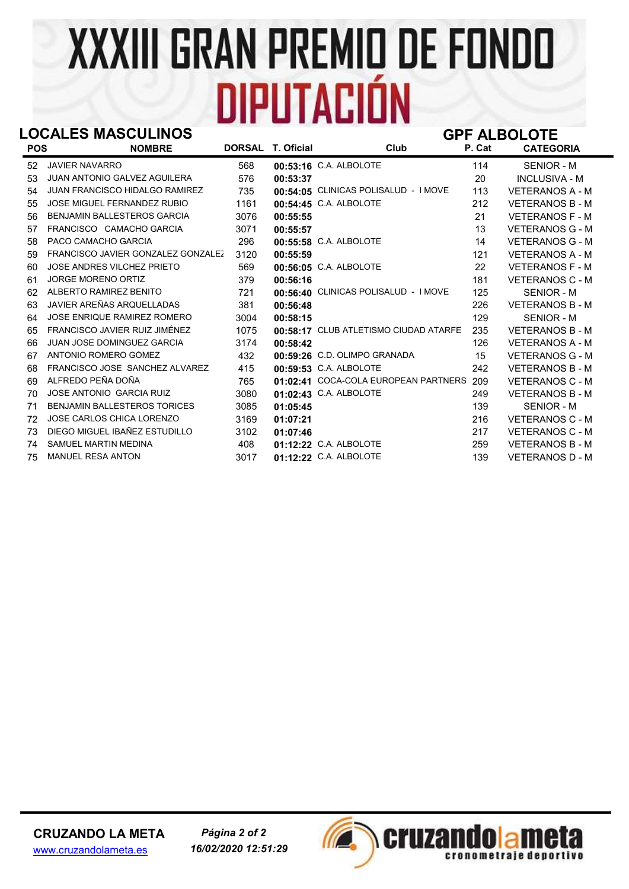# XXXIII GRAN PREMIO DE FONDO DIPUTACIÓN

## LOCALES MASCULINOS

## GPF ALBOLOTE

| POS | NOMBRE | DORSAL | T. Oficial | Club | P. Cat | CATEGORIA |
|---|---|---|---|---|---|---|
| 52 | JAVIER NAVARRO | 568 | **00:53:16** | C.A. ALBOLOTE | 114 | SENIOR - M |
| 53 | JUAN ANTONIO GALVEZ AGUILERA | 576 | **00:53:37** | | 20 | INCLUSIVA - M |
| 54 | JUAN FRANCISCO HIDALGO RAMIREZ | 735 | **00:54:05** | CLINICAS POLISALUD - I MOVE | 113 | VETERANOS A - M |
| 55 | JOSE MIGUEL FERNANDEZ RUBIO | 1161 | **00:54:45** | C.A. ALBOLOTE | 212 | VETERANOS B - M |
| 56 | BENJAMIN BALLESTEROS GARCIA | 3076 | **00:55:55** | | 21 | VETERANOS F - M |
| 57 | FRANCISCO CAMACHO GARCIA | 3071 | **00:55:57** | | 13 | VETERANOS G - M |
| 58 | PACO CAMACHO GARCIA | 296 | **00:55:58** | C.A. ALBOLOTE | 14 | VETERANOS G - M |
| 59 | FRANCISCO JAVIER GONZALEZ GONZALEZ | 3120 | **00:55:59** | | 121 | VETERANOS A - M |
| 60 | JOSE ANDRES VILCHEZ PRIETO | 569 | **00:56:05** | C.A. ALBOLOTE | 22 | VETERANOS F - M |
| 61 | JORGE MORENO ORTIZ | 379 | **00:56:16** | | 181 | VETERANOS C - M |
| 62 | ALBERTO RAMIREZ BENITO | 721 | **00:56:40** | CLINICAS POLISALUD - I MOVE | 125 | SENIOR - M |
| 63 | JAVIER AREÑAS ARQUELLADAS | 381 | **00:56:48** | | 226 | VETERANOS B - M |
| 64 | JOSE ENRIQUE RAMIREZ ROMERO | 3004 | **00:58:15** | | 129 | SENIOR - M |
| 65 | FRANCISCO JAVIER RUIZ JIMÉNEZ | 1075 | **00:58:17** | CLUB ATLETISMO CIUDAD ATARFE | 235 | VETERANOS B - M |
| 66 | JUAN JOSE DOMINGUEZ GARCIA | 3174 | **00:58:42** | | 126 | VETERANOS A - M |
| 67 | ANTONIO ROMERO GÓMEZ | 432 | **00:59:26** | C.D. OLIMPO GRANADA | 15 | VETERANOS G - M |
| 68 | FRANCISCO JOSE SANCHEZ ALVAREZ | 415 | **00:59:53** | C.A. ALBOLOTE | 242 | VETERANOS B - M |
| 69 | ALFREDO PEÑA DOÑA | 765 | **01:02:41** | COCA-COLA EUROPEAN PARTNERS | 209 | VETERANOS C - M |
| 70 | JOSE ANTONIO GARCIA RUIZ | 3080 | **01:02:43** | C.A. ALBOLOTE | 249 | VETERANOS B - M |
| 71 | BENJAMIN BALLESTEROS TORICES | 3085 | **01:05:45** | | 139 | SENIOR - M |
| 72 | JOSE CARLOS CHICA LORENZO | 3169 | **01:07:21** | | 216 | VETERANOS C - M |
| 73 | DIEGO MIGUEL IBAÑEZ ESTUDILLO | 3102 | **01:07:46** | | 217 | VETERANOS C - M |
| 74 | SAMUEL MARTIN MEDINA | 408 | **01:12:22** | C.A. ALBOLOTE | 259 | VETERANOS B - M |
| 75 | MANUEL RESA ANTON | 3017 | **01:12:22** | C.A. ALBOLOTE | 139 | VETERANOS D - M |

**CRUZANDO LA META**
www.cruzandolameta.es

*16/02/2020 12:51:29*

cruzandolameta cronometraje deportivo